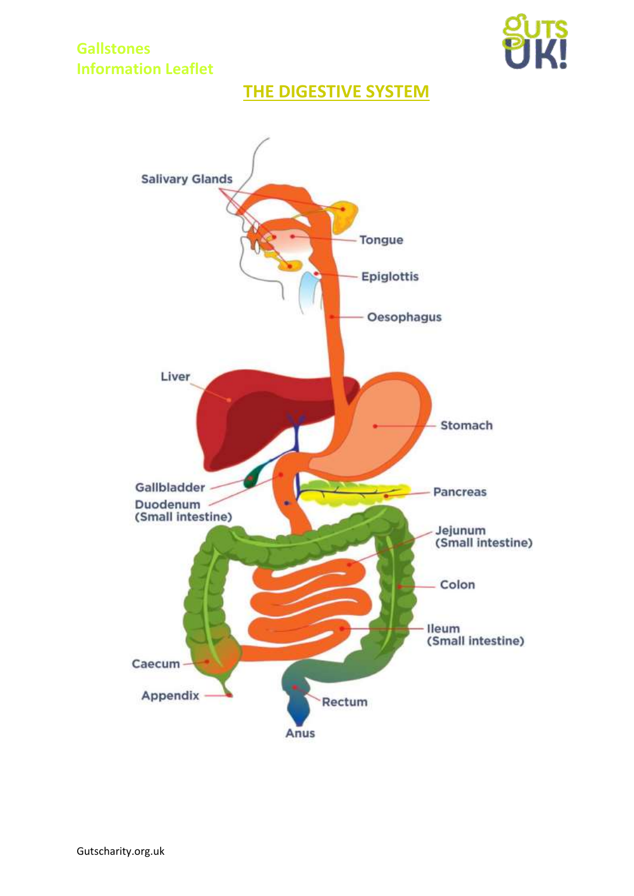# THE DIGESTIVE SYSTEM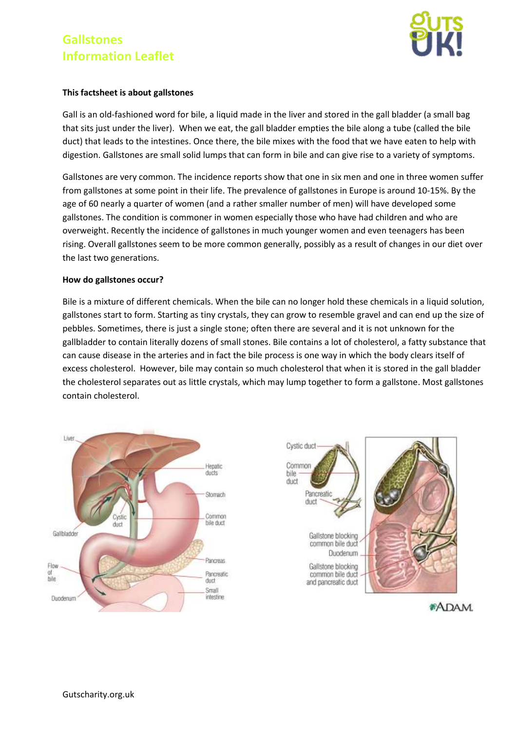# Gallstones
# Information Leaflet

**This factsheet is about gallstones**

Gall is an old-fashioned word for bile, a liquid made in the liver and stored in the gall bladder (a small bag that sits just under the liver). When we eat, the gall bladder empties the bile along a tube (called the bile duct) that leads to the intestines. Once there, the bile mixes with the food that we have eaten to help with digestion. Gallstones are small solid lumps that can form in bile and can give rise to a variety of symptoms.

Gallstones are very common. The incidence reports show that one in six men and one in three women suffer from gallstones at some point in their life. The prevalence of gallstones in Europe is around 10-15%. By the age of 60 nearly a quarter of women (and a rather smaller number of men) will have developed some gallstones. The condition is commoner in women especially those who have had children and who are overweight. Recently the incidence of gallstones in much younger women and even teenagers has been rising. Overall gallstones seem to be more common generally, possibly as a result of changes in our diet over the last two generations.

**How do gallstones occur?**

Bile is a mixture of different chemicals. When the bile can no longer hold these chemicals in a liquid solution, gallstones start to form. Starting as tiny crystals, they can grow to resemble gravel and can end up the size of pebbles. Sometimes, there is just a single stone; often there are several and it is not unknown for the gallbladder to contain literally dozens of small stones. Bile contains a lot of cholesterol, a fatty substance that can cause disease in the arteries and in fact the bile process is one way in which the body clears itself of excess cholesterol. However, bile may contain so much cholesterol that when it is stored in the gall bladder the cholesterol separates out as little crystals, which may lump together to form a gallstone. Most gallstones contain cholesterol.

Liver, Hepatic ducts, Stomach, Cystic duct, Common bile duct, Gallbladder, Pancreas, Flow of bile, Pancreatic duct, Duodenum, Small intestine

Cystic duct, Common bile duct, Pancreatic duct, Gallstone blocking common bile duct, Duodenum, Gallstone blocking common bile duct and pancreatic duct

ADAM.

Gutscharity.org.uk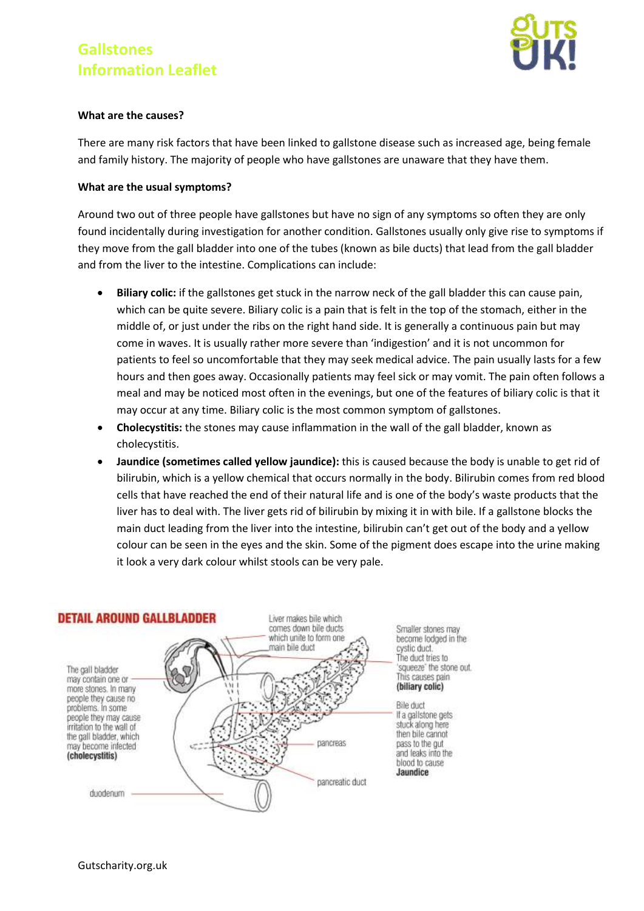**What are the causes?**

There are many risk factors that have been linked to gallstone disease such as increased age, being female and family history. The majority of people who have gallstones are unaware that they have them.

**What are the usual symptoms?**

Around two out of three people have gallstones but have no sign of any symptoms so often they are only found incidentally during investigation for another condition. Gallstones usually only give rise to symptoms if they move from the gall bladder into one of the tubes (known as bile ducts) that lead from the gall bladder and from the liver to the intestine. Complications can include:

- **Biliary colic:** if the gallstones get stuck in the narrow neck of the gall bladder this can cause pain, which can be quite severe. Biliary colic is a pain that is felt in the top of the stomach, either in the middle of, or just under the ribs on the right hand side. It is generally a continuous pain but may come in waves. It is usually rather more severe than 'indigestion' and it is not uncommon for patients to feel so uncomfortable that they may seek medical advice. The pain usually lasts for a few hours and then goes away. Occasionally patients may feel sick or may vomit. The pain often follows a meal and may be noticed most often in the evenings, but one of the features of biliary colic is that it may occur at any time. Biliary colic is the most common symptom of gallstones.
- **Cholecystitis:** the stones may cause inflammation in the wall of the gall bladder, known as cholecystitis.
- **Jaundice (sometimes called yellow jaundice):** this is caused because the body is unable to get rid of bilirubin, which is a yellow chemical that occurs normally in the body. Bilirubin comes from red blood cells that have reached the end of their natural life and is one of the body's waste products that the liver has to deal with. The liver gets rid of bilirubin by mixing it in with bile. If a gallstone blocks the main duct leading from the liver into the intestine, bilirubin can't get out of the body and a yellow colour can be seen in the eyes and the skin. Some of the pigment does escape into the urine making it look a very dark colour whilst stools can be very pale.

**DETAIL AROUND GALLBLADDER**

The gall bladder may contain one or more stones. In many people they cause no problems. In some people they may cause irritation to the wall of the gall bladder, which may become infected **(cholecystitis)**

Liver makes bile which comes down bile ducts which unite to form one main bile duct

Smaller stones may become lodged in the cystic duct. The duct tries to 'squeeze' the stone out. This causes pain **(biliary colic)**

Bile duct
If a gallstone gets stuck along here then bile cannot pass to the gut and leaks into the blood to cause **Jaundice**

pancreas

pancreatic duct

duodenum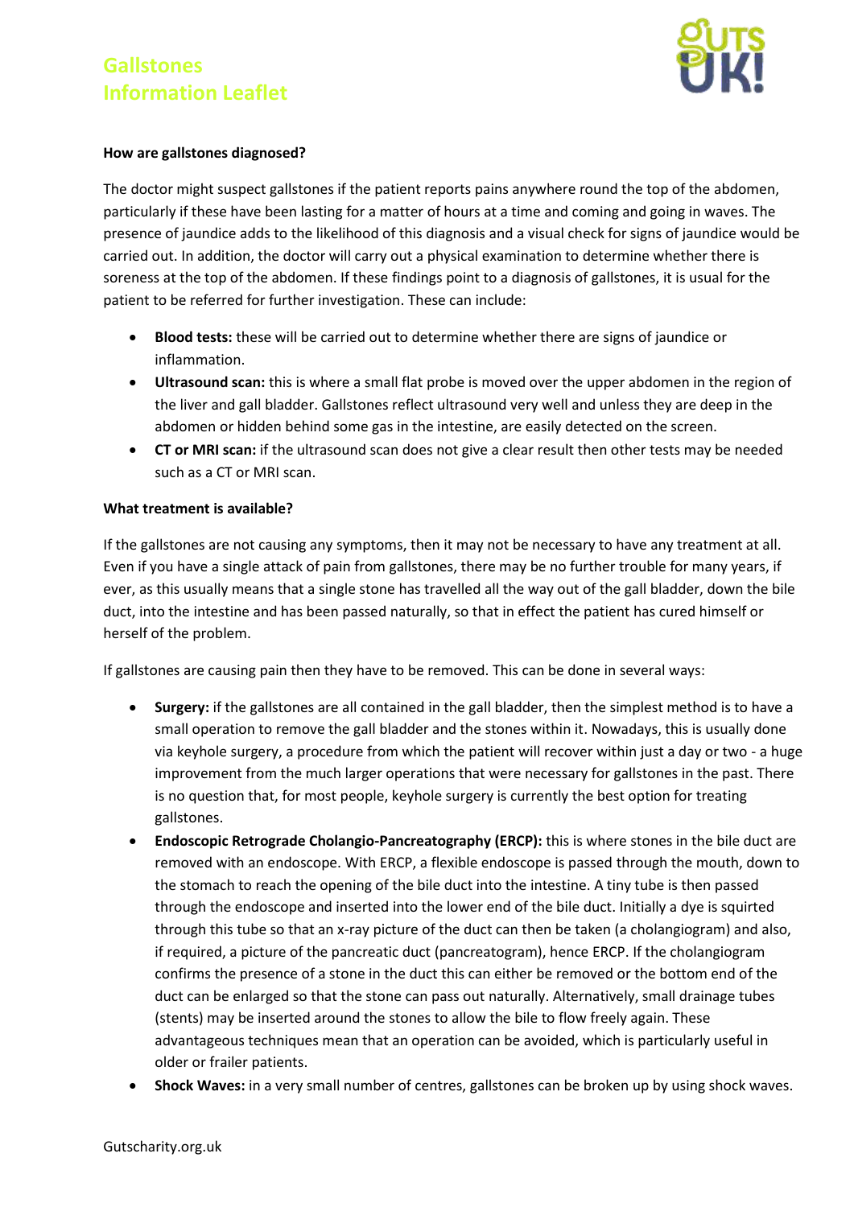### How are gallstones diagnosed?

The doctor might suspect gallstones if the patient reports pains anywhere round the top of the abdomen, particularly if these have been lasting for a matter of hours at a time and coming and going in waves. The presence of jaundice adds to the likelihood of this diagnosis and a visual check for signs of jaundice would be carried out. In addition, the doctor will carry out a physical examination to determine whether there is soreness at the top of the abdomen. If these findings point to a diagnosis of gallstones, it is usual for the patient to be referred for further investigation. These can include:

- **Blood tests:** these will be carried out to determine whether there are signs of jaundice or inflammation.
- **Ultrasound scan:** this is where a small flat probe is moved over the upper abdomen in the region of the liver and gall bladder. Gallstones reflect ultrasound very well and unless they are deep in the abdomen or hidden behind some gas in the intestine, are easily detected on the screen.
- **CT or MRI scan:** if the ultrasound scan does not give a clear result then other tests may be needed such as a CT or MRI scan.

### What treatment is available?

If the gallstones are not causing any symptoms, then it may not be necessary to have any treatment at all. Even if you have a single attack of pain from gallstones, there may be no further trouble for many years, if ever, as this usually means that a single stone has travelled all the way out of the gall bladder, down the bile duct, into the intestine and has been passed naturally, so that in effect the patient has cured himself or herself of the problem.

If gallstones are causing pain then they have to be removed. This can be done in several ways:

- **Surgery:** if the gallstones are all contained in the gall bladder, then the simplest method is to have a small operation to remove the gall bladder and the stones within it. Nowadays, this is usually done via keyhole surgery, a procedure from which the patient will recover within just a day or two - a huge improvement from the much larger operations that were necessary for gallstones in the past. There is no question that, for most people, keyhole surgery is currently the best option for treating gallstones.
- **Endoscopic Retrograde Cholangio-Pancreatography (ERCP):** this is where stones in the bile duct are removed with an endoscope. With ERCP, a flexible endoscope is passed through the mouth, down to the stomach to reach the opening of the bile duct into the intestine. A tiny tube is then passed through the endoscope and inserted into the lower end of the bile duct. Initially a dye is squirted through this tube so that an x-ray picture of the duct can then be taken (a cholangiogram) and also, if required, a picture of the pancreatic duct (pancreatogram), hence ERCP. If the cholangiogram confirms the presence of a stone in the duct this can either be removed or the bottom end of the duct can be enlarged so that the stone can pass out naturally. Alternatively, small drainage tubes (stents) may be inserted around the stones to allow the bile to flow freely again. These advantageous techniques mean that an operation can be avoided, which is particularly useful in older or frailer patients.
- **Shock Waves:** in a very small number of centres, gallstones can be broken up by using shock waves.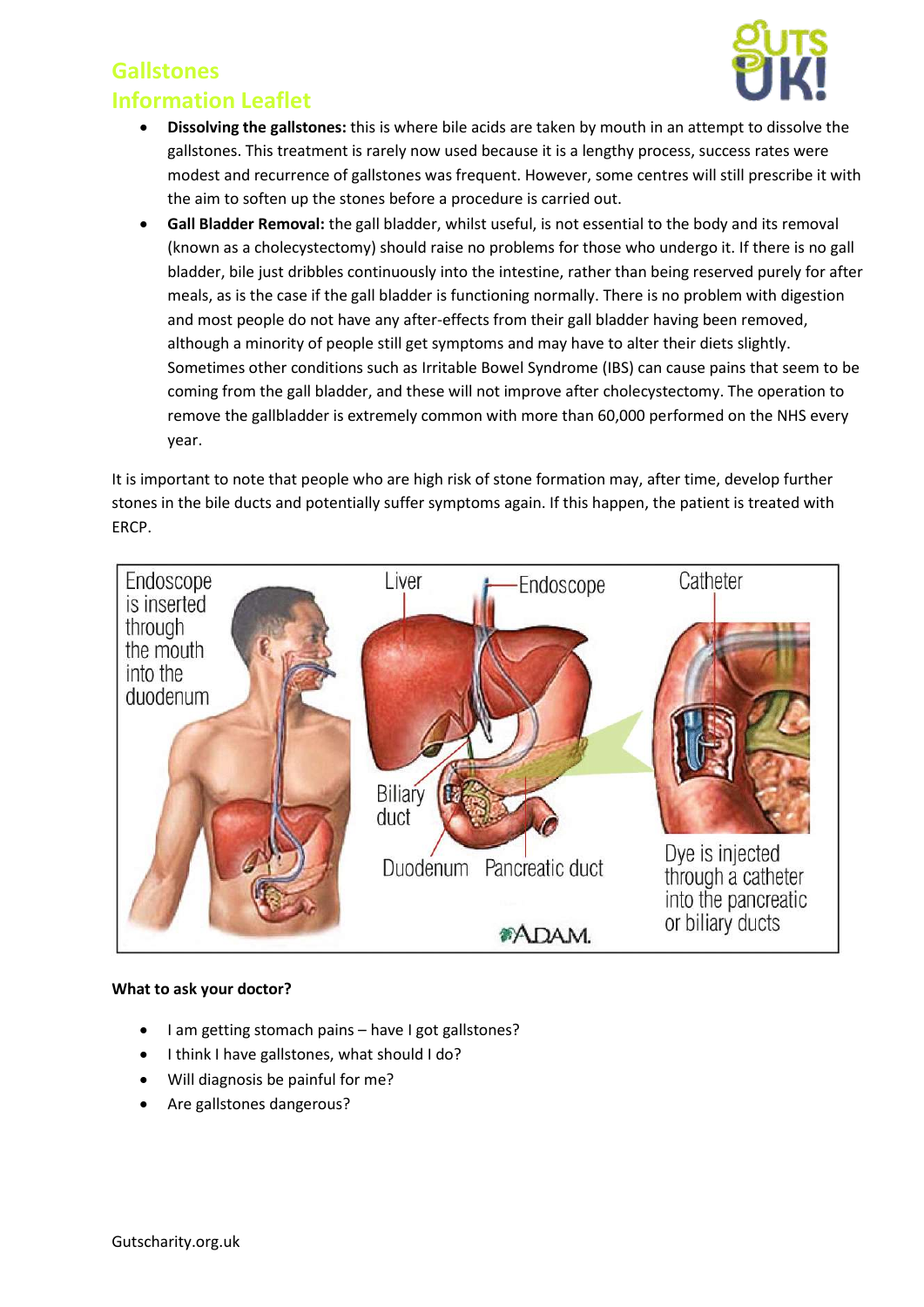- **Dissolving the gallstones:** this is where bile acids are taken by mouth in an attempt to dissolve the gallstones. This treatment is rarely now used because it is a lengthy process, success rates were modest and recurrence of gallstones was frequent. However, some centres will still prescribe it with the aim to soften up the stones before a procedure is carried out.
- **Gall Bladder Removal:** the gall bladder, whilst useful, is not essential to the body and its removal (known as a cholecystectomy) should raise no problems for those who undergo it. If there is no gall bladder, bile just dribbles continuously into the intestine, rather than being reserved purely for after meals, as is the case if the gall bladder is functioning normally. There is no problem with digestion and most people do not have any after-effects from their gall bladder having been removed, although a minority of people still get symptoms and may have to alter their diets slightly. Sometimes other conditions such as Irritable Bowel Syndrome (IBS) can cause pains that seem to be coming from the gall bladder, and these will not improve after cholecystectomy. The operation to remove the gallbladder is extremely common with more than 60,000 performed on the NHS every year.

It is important to note that people who are high risk of stone formation may, after time, develop further stones in the bile ducts and potentially suffer symptoms again. If this happen, the patient is treated with ERCP.

**What to ask your doctor?**

- I am getting stomach pains – have I got gallstones?
- I think I have gallstones, what should I do?
- Will diagnosis be painful for me?
- Are gallstones dangerous?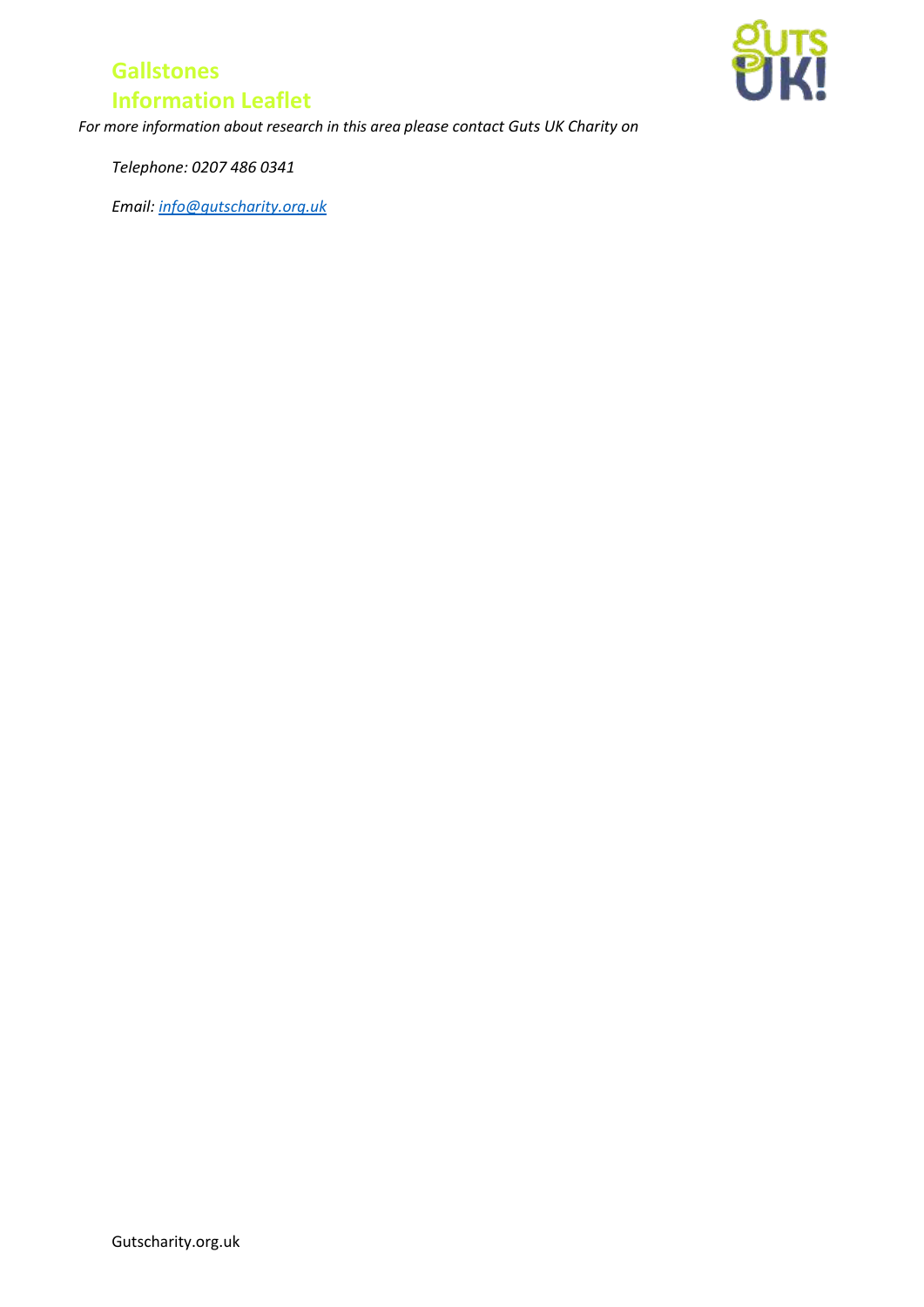*For more information about research in this area please contact Guts UK Charity on*

*Telephone: 0207 486 0341*

*Email: info@gutscharity.org.uk*